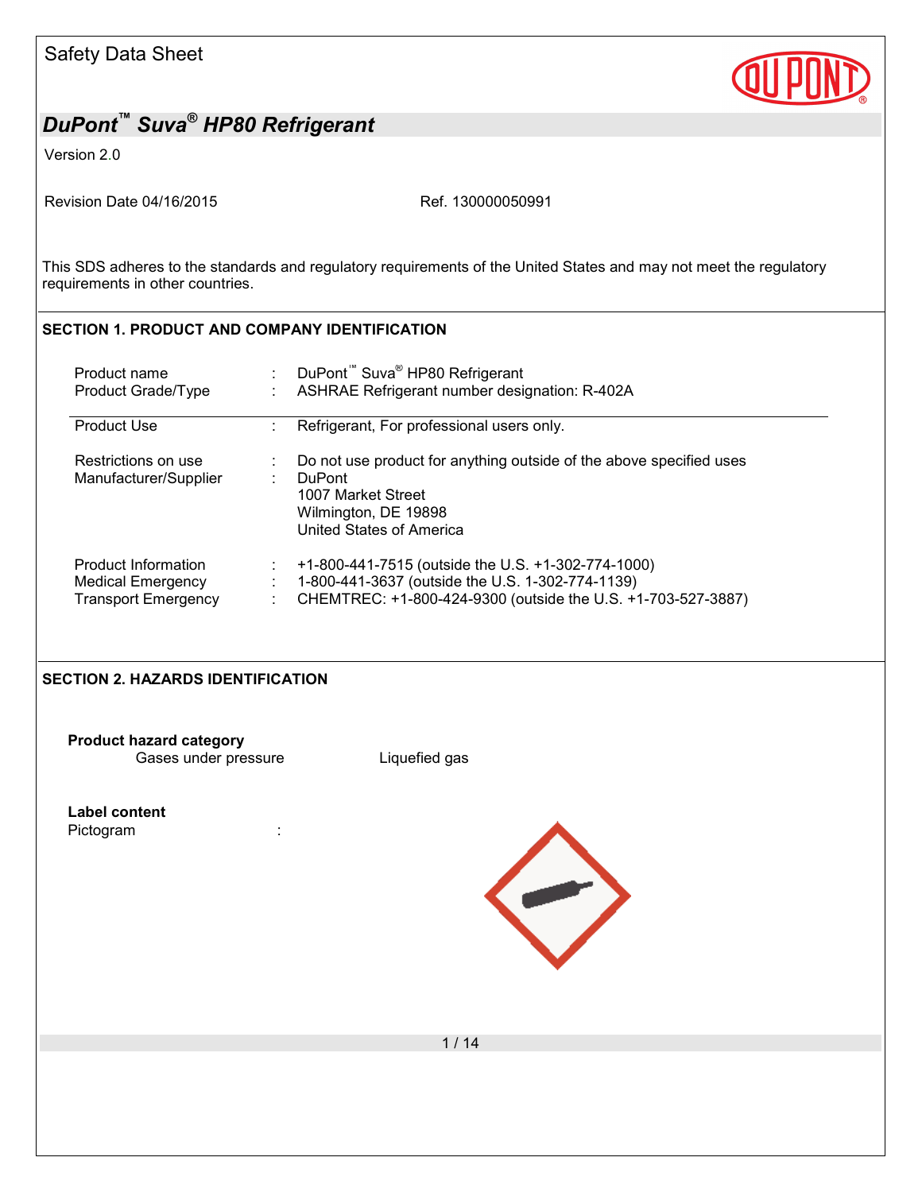Safety Data Sheet

# DuPont™ Suva® HP80 Refrigerant

Version 2.0

Revision Date 04/16/2015 Ref. 130000050991

This SDS adheres to the standards and regulatory requirements of the United States and may not meet the regulatory requirements in other countries.

## SECTION 1. PRODUCT AND COMPANY IDENTIFICATION

| | | |
|---|---|---|
| Product name | : | DuPont™ Suva® HP80 Refrigerant |
| Product Grade/Type | : | ASHRAE Refrigerant number designation: R-402A |
| Product Use | : | Refrigerant, For professional users only. |
| Restrictions on use | : | Do not use product for anything outside of the above specified uses |
| Manufacturer/Supplier | : | DuPont<br>1007 Market Street<br>Wilmington, DE 19898<br>United States of America |
| Product Information | : | +1-800-441-7515 (outside the U.S. +1-302-774-1000) |
| Medical Emergency | : | 1-800-441-3637 (outside the U.S. 1-302-774-1139) |
| Transport Emergency | : | CHEMTREC: +1-800-424-9300 (outside the U.S. +1-703-527-3887) |

## SECTION 2. HAZARDS IDENTIFICATION

**Product hazard category**

Gases under pressure Liquefied gas

**Label content**

Pictogram :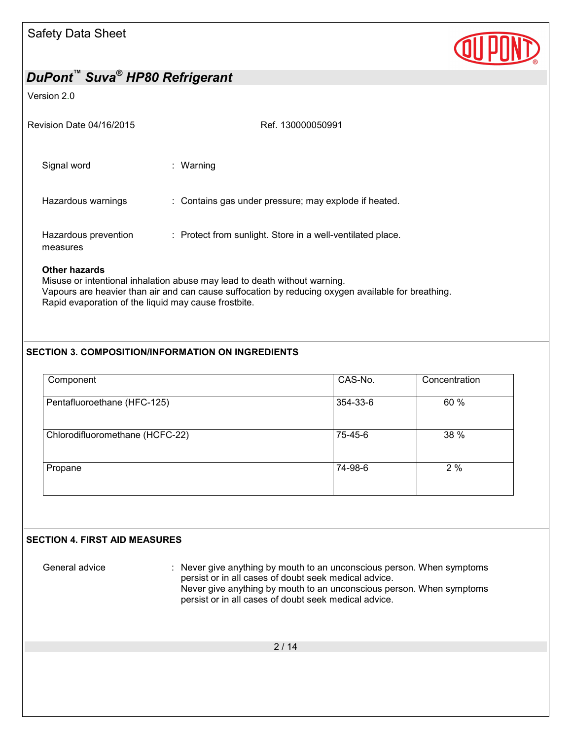Signal word : Warning

Hazardous warnings : Contains gas under pressure; may explode if heated.

Hazardous prevention measures : Protect from sunlight. Store in a well-ventilated place.

**Other hazards**

Misuse or intentional inhalation abuse may lead to death without warning.
Vapours are heavier than air and can cause suffocation by reducing oxygen available for breathing.
Rapid evaporation of the liquid may cause frostbite.

## SECTION 3. COMPOSITION/INFORMATION ON INGREDIENTS

| Component | CAS-No. | Concentration |
|---|---|---|
| Pentafluoroethane (HFC-125) | 354-33-6 | 60 % |
| Chlorodifluoromethane (HCFC-22) | 75-45-6 | 38 % |
| Propane | 74-98-6 | 2 % |

## SECTION 4. FIRST AID MEASURES

General advice : Never give anything by mouth to an unconscious person. When symptoms persist or in all cases of doubt seek medical advice.
Never give anything by mouth to an unconscious person. When symptoms persist or in all cases of doubt seek medical advice.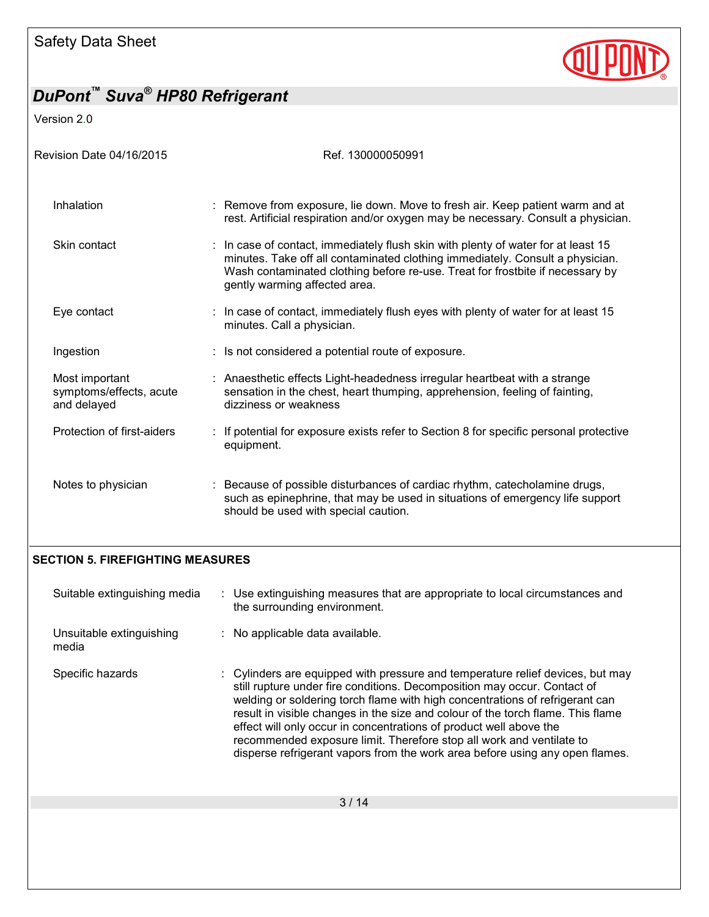| | |
|---|---|
| Inhalation | : Remove from exposure, lie down. Move to fresh air. Keep patient warm and at rest. Artificial respiration and/or oxygen may be necessary. Consult a physician. |
| Skin contact | : In case of contact, immediately flush skin with plenty of water for at least 15 minutes. Take off all contaminated clothing immediately. Consult a physician. Wash contaminated clothing before re-use. Treat for frostbite if necessary by gently warming affected area. |
| Eye contact | : In case of contact, immediately flush eyes with plenty of water for at least 15 minutes. Call a physician. |
| Ingestion | : Is not considered a potential route of exposure. |
| Most important symptoms/effects, acute and delayed | : Anaesthetic effects Light-headedness irregular heartbeat with a strange sensation in the chest, heart thumping, apprehension, feeling of fainting, dizziness or weakness |
| Protection of first-aiders | : If potential for exposure exists refer to Section 8 for specific personal protective equipment. |
| Notes to physician | : Because of possible disturbances of cardiac rhythm, catecholamine drugs, such as epinephrine, that may be used in situations of emergency life support should be used with special caution. |

## SECTION 5. FIREFIGHTING MEASURES

| | |
|---|---|
| Suitable extinguishing media | : Use extinguishing measures that are appropriate to local circumstances and the surrounding environment. |
| Unsuitable extinguishing media | : No applicable data available. |
| Specific hazards | : Cylinders are equipped with pressure and temperature relief devices, but may still rupture under fire conditions. Decomposition may occur. Contact of welding or soldering torch flame with high concentrations of refrigerant can result in visible changes in the size and colour of the torch flame. This flame effect will only occur in concentrations of product well above the recommended exposure limit. Therefore stop all work and ventilate to disperse refrigerant vapors from the work area before using any open flames. |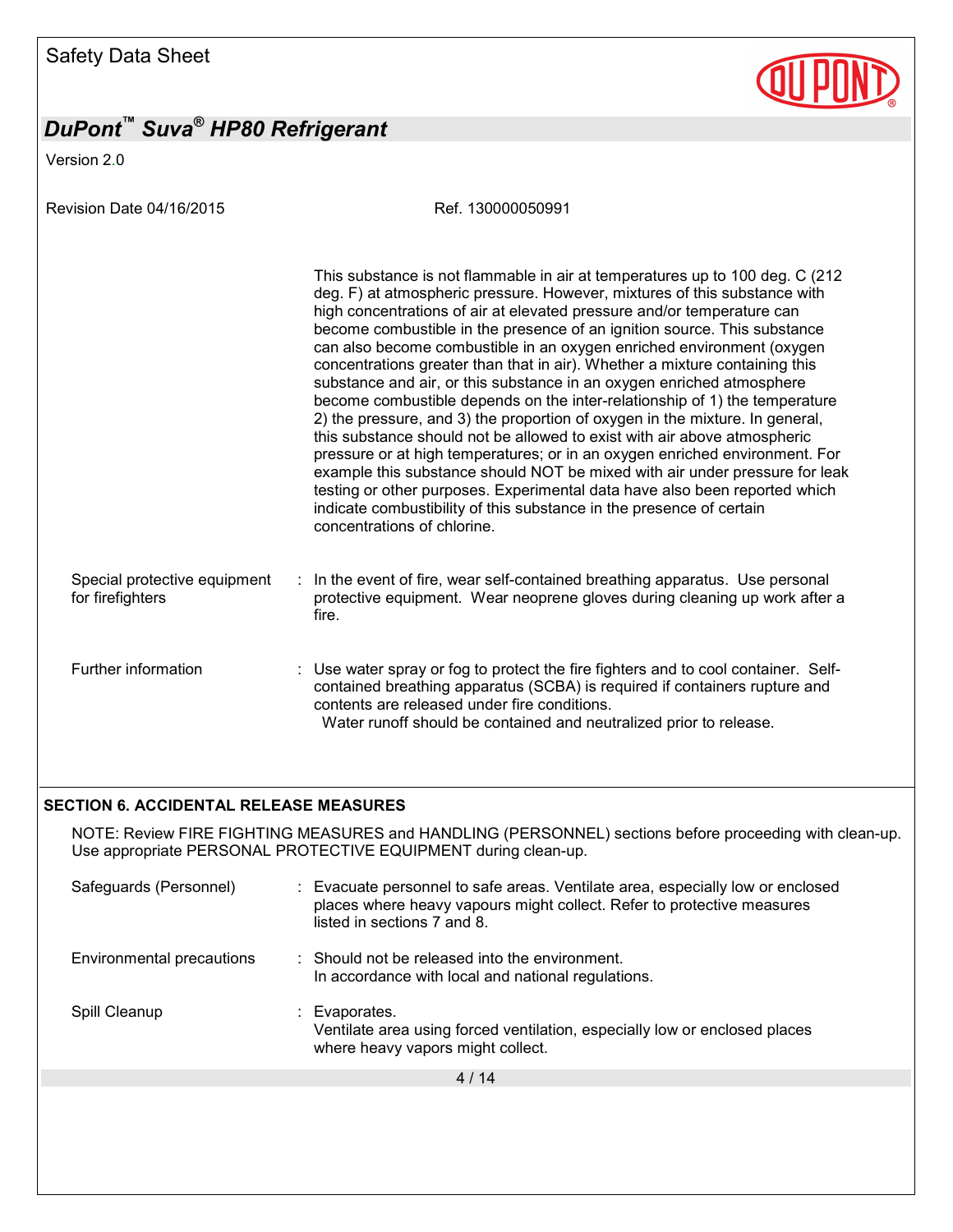This substance is not flammable in air at temperatures up to 100 deg. C (212 deg. F) at atmospheric pressure. However, mixtures of this substance with high concentrations of air at elevated pressure and/or temperature can become combustible in the presence of an ignition source. This substance can also become combustible in an oxygen enriched environment (oxygen concentrations greater than that in air). Whether a mixture containing this substance and air, or this substance in an oxygen enriched atmosphere become combustible depends on the inter-relationship of 1) the temperature 2) the pressure, and 3) the proportion of oxygen in the mixture. In general, this substance should not be allowed to exist with air above atmospheric pressure or at high temperatures; or in an oxygen enriched environment. For example this substance should NOT be mixed with air under pressure for leak testing or other purposes. Experimental data have also been reported which indicate combustibility of this substance in the presence of certain concentrations of chlorine.

Special protective equipment for firefighters : In the event of fire, wear self-contained breathing apparatus. Use personal protective equipment. Wear neoprene gloves during cleaning up work after a fire.

Further information : Use water spray or fog to protect the fire fighters and to cool container. Self-contained breathing apparatus (SCBA) is required if containers rupture and contents are released under fire conditions.
Water runoff should be contained and neutralized prior to release.

## SECTION 6. ACCIDENTAL RELEASE MEASURES

NOTE: Review FIRE FIGHTING MEASURES and HANDLING (PERSONNEL) sections before proceeding with clean-up. Use appropriate PERSONAL PROTECTIVE EQUIPMENT during clean-up.

Safeguards (Personnel) : Evacuate personnel to safe areas. Ventilate area, especially low or enclosed places where heavy vapours might collect. Refer to protective measures listed in sections 7 and 8.

Environmental precautions : Should not be released into the environment.
In accordance with local and national regulations.

Spill Cleanup : Evaporates.
Ventilate area using forced ventilation, especially low or enclosed places where heavy vapors might collect.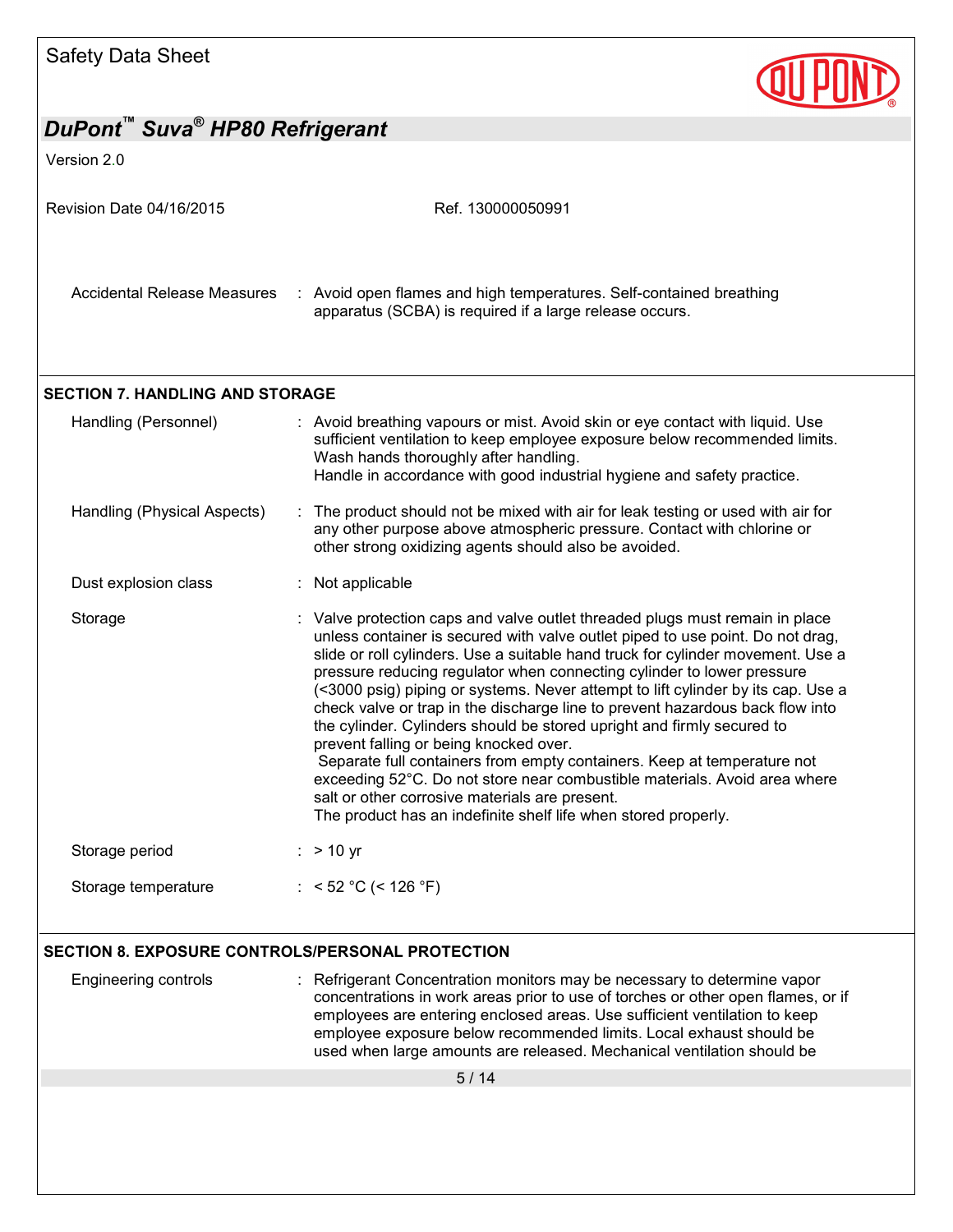| | | |
|---|---|---|
| Accidental Release Measures | : | Avoid open flames and high temperatures. Self-contained breathing apparatus (SCBA) is required if a large release occurs. |

## SECTION 7. HANDLING AND STORAGE

| | | |
|---|---|---|
| Handling (Personnel) | : | Avoid breathing vapours or mist. Avoid skin or eye contact with liquid. Use sufficient ventilation to keep employee exposure below recommended limits. Wash hands thoroughly after handling.<br>Handle in accordance with good industrial hygiene and safety practice. |
| Handling (Physical Aspects) | : | The product should not be mixed with air for leak testing or used with air for any other purpose above atmospheric pressure. Contact with chlorine or other strong oxidizing agents should also be avoided. |
| Dust explosion class | : | Not applicable |
| Storage | : | Valve protection caps and valve outlet threaded plugs must remain in place unless container is secured with valve outlet piped to use point. Do not drag, slide or roll cylinders. Use a suitable hand truck for cylinder movement. Use a pressure reducing regulator when connecting cylinder to lower pressure (<3000 psig) piping or systems. Never attempt to lift cylinder by its cap. Use a check valve or trap in the discharge line to prevent hazardous back flow into the cylinder. Cylinders should be stored upright and firmly secured to prevent falling or being knocked over.<br>Separate full containers from empty containers. Keep at temperature not exceeding 52°C. Do not store near combustible materials. Avoid area where salt or other corrosive materials are present.<br>The product has an indefinite shelf life when stored properly. |
| Storage period | : | > 10 yr |
| Storage temperature | : | < 52 °C (< 126 °F) |

## SECTION 8. EXPOSURE CONTROLS/PERSONAL PROTECTION

| | | |
|---|---|---|
| Engineering controls | : | Refrigerant Concentration monitors may be necessary to determine vapor concentrations in work areas prior to use of torches or other open flames, or if employees are entering enclosed areas. Use sufficient ventilation to keep employee exposure below recommended limits. Local exhaust should be used when large amounts are released. Mechanical ventilation should be |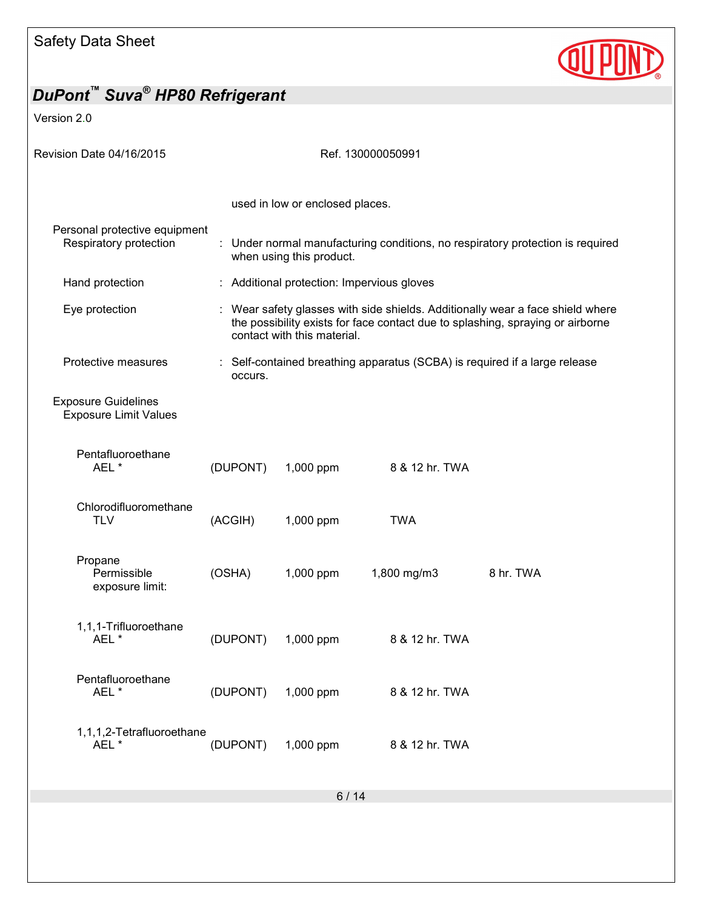used in low or enclosed places.

**Personal protective equipment**

Respiratory protection : Under normal manufacturing conditions, no respiratory protection is required when using this product.

Hand protection : Additional protection: Impervious gloves

Eye protection : Wear safety glasses with side shields. Additionally wear a face shield where the possibility exists for face contact due to splashing, spraying or airborne contact with this material.

Protective measures : Self-contained breathing apparatus (SCBA) is required if a large release occurs.

**Exposure Guidelines**

Exposure Limit Values

| Component | Source | Value | | Type |
|---|---|---|---|---|
| Pentafluoroethane<br>AEL * | (DUPONT) | 1,000 ppm | | 8 & 12 hr. TWA |
| Chlorodifluoromethane<br>TLV | (ACGIH) | 1,000 ppm | | TWA |
| Propane<br>Permissible exposure limit: | (OSHA) | 1,000 ppm | 1,800 mg/m3 | 8 hr. TWA |
| 1,1,1-Trifluoroethane<br>AEL * | (DUPONT) | 1,000 ppm | | 8 & 12 hr. TWA |
| Pentafluoroethane<br>AEL * | (DUPONT) | 1,000 ppm | | 8 & 12 hr. TWA |
| 1,1,1,2-Tetrafluoroethane<br>AEL * | (DUPONT) | 1,000 ppm | | 8 & 12 hr. TWA |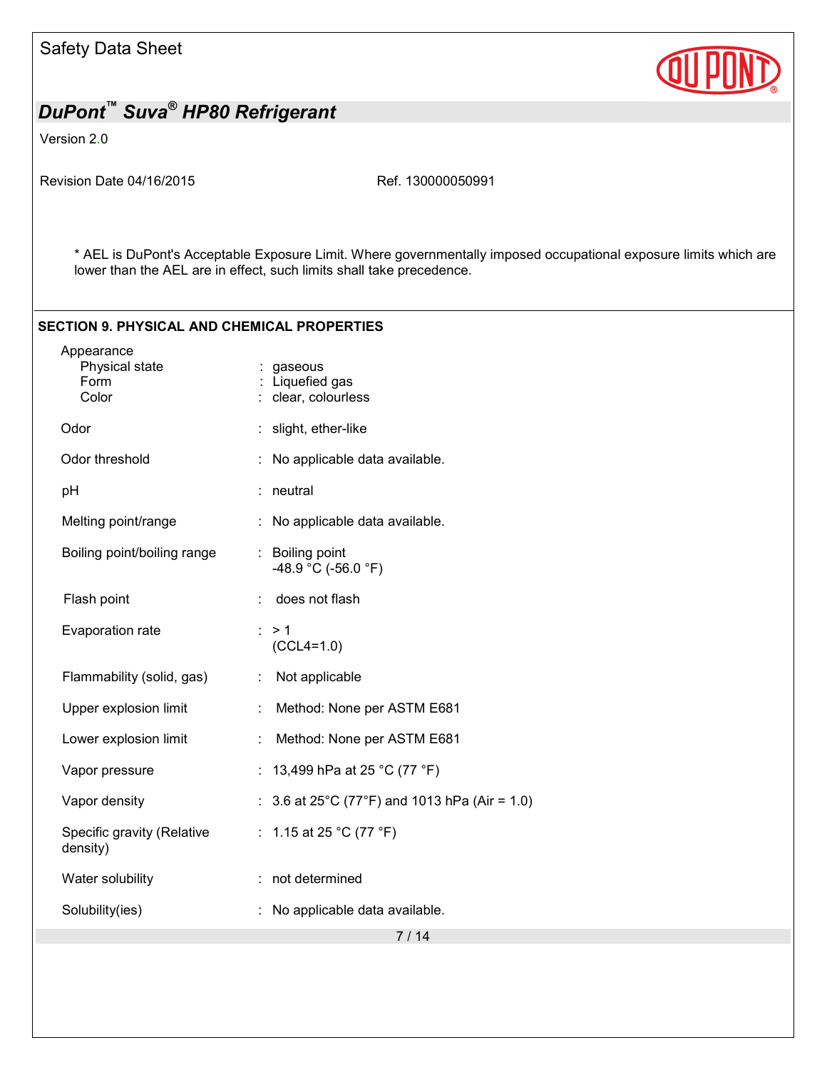\* AEL is DuPont's Acceptable Exposure Limit. Where governmentally imposed occupational exposure limits which are lower than the AEL are in effect, such limits shall take precedence.

## SECTION 9. PHYSICAL AND CHEMICAL PROPERTIES

| Property | | Value |
|---|---|---|
| Appearance | | |
| Physical state | : | gaseous |
| Form | : | Liquefied gas |
| Color | : | clear, colourless |
| Odor | : | slight, ether-like |
| Odor threshold | : | No applicable data available. |
| pH | : | neutral |
| Melting point/range | : | No applicable data available. |
| Boiling point/boiling range | : | Boiling point<br>-48.9 °C (-56.0 °F) |
| Flash point | : | does not flash |
| Evaporation rate | : | > 1<br>(CCL4=1.0) |
| Flammability (solid, gas) | : | Not applicable |
| Upper explosion limit | : | Method: None per ASTM E681 |
| Lower explosion limit | : | Method: None per ASTM E681 |
| Vapor pressure | : | 13,499 hPa at 25 °C (77 °F) |
| Vapor density | : | 3.6 at 25°C (77°F) and 1013 hPa (Air = 1.0) |
| Specific gravity (Relative density) | : | 1.15 at 25 °C (77 °F) |
| Water solubility | : | not determined |
| Solubility(ies) | : | No applicable data available. |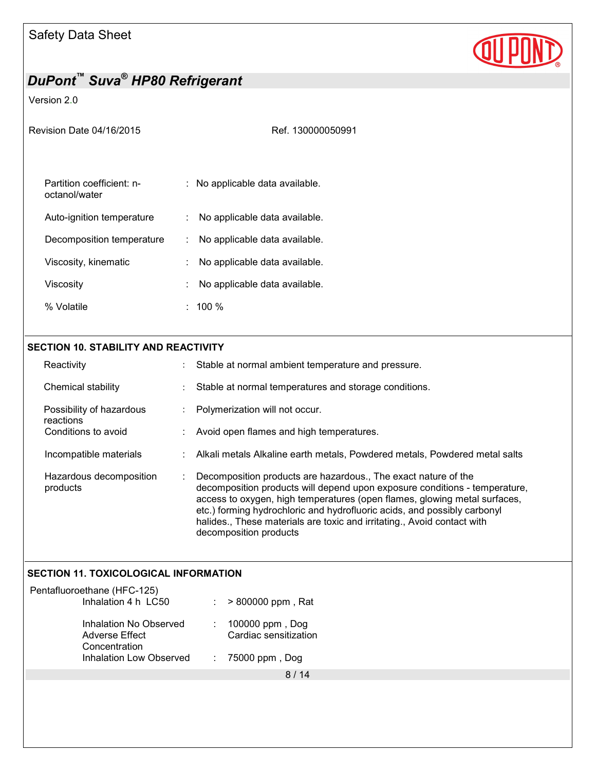| | | |
|---|---|---|
| Partition coefficient: n-octanol/water | : | No applicable data available. |
| Auto-ignition temperature | : | No applicable data available. |
| Decomposition temperature | : | No applicable data available. |
| Viscosity, kinematic | : | No applicable data available. |
| Viscosity | : | No applicable data available. |
| % Volatile | : | 100 % |

## SECTION 10. STABILITY AND REACTIVITY

| | | |
|---|---|---|
| Reactivity | : | Stable at normal ambient temperature and pressure. |
| Chemical stability | : | Stable at normal temperatures and storage conditions. |
| Possibility of hazardous reactions | : | Polymerization will not occur. |
| Conditions to avoid | : | Avoid open flames and high temperatures. |
| Incompatible materials | : | Alkali metals Alkaline earth metals, Powdered metals, Powdered metal salts |
| Hazardous decomposition products | : | Decomposition products are hazardous., The exact nature of the decomposition products will depend upon exposure conditions - temperature, access to oxygen, high temperatures (open flames, glowing metal surfaces, etc.) forming hydrochloric and hydrofluoric acids, and possibly carbonyl halides., These materials are toxic and irritating., Avoid contact with decomposition products |

## SECTION 11. TOXICOLOGICAL INFORMATION

Pentafluoroethane (HFC-125)

| | | |
|---|---|---|
| Inhalation 4 h LC50 | : | > 800000 ppm , Rat |
| Inhalation No Observed Adverse Effect Concentration | : | 100000 ppm , Dog<br>Cardiac sensitization |
| Inhalation Low Observed | : | 75000 ppm , Dog |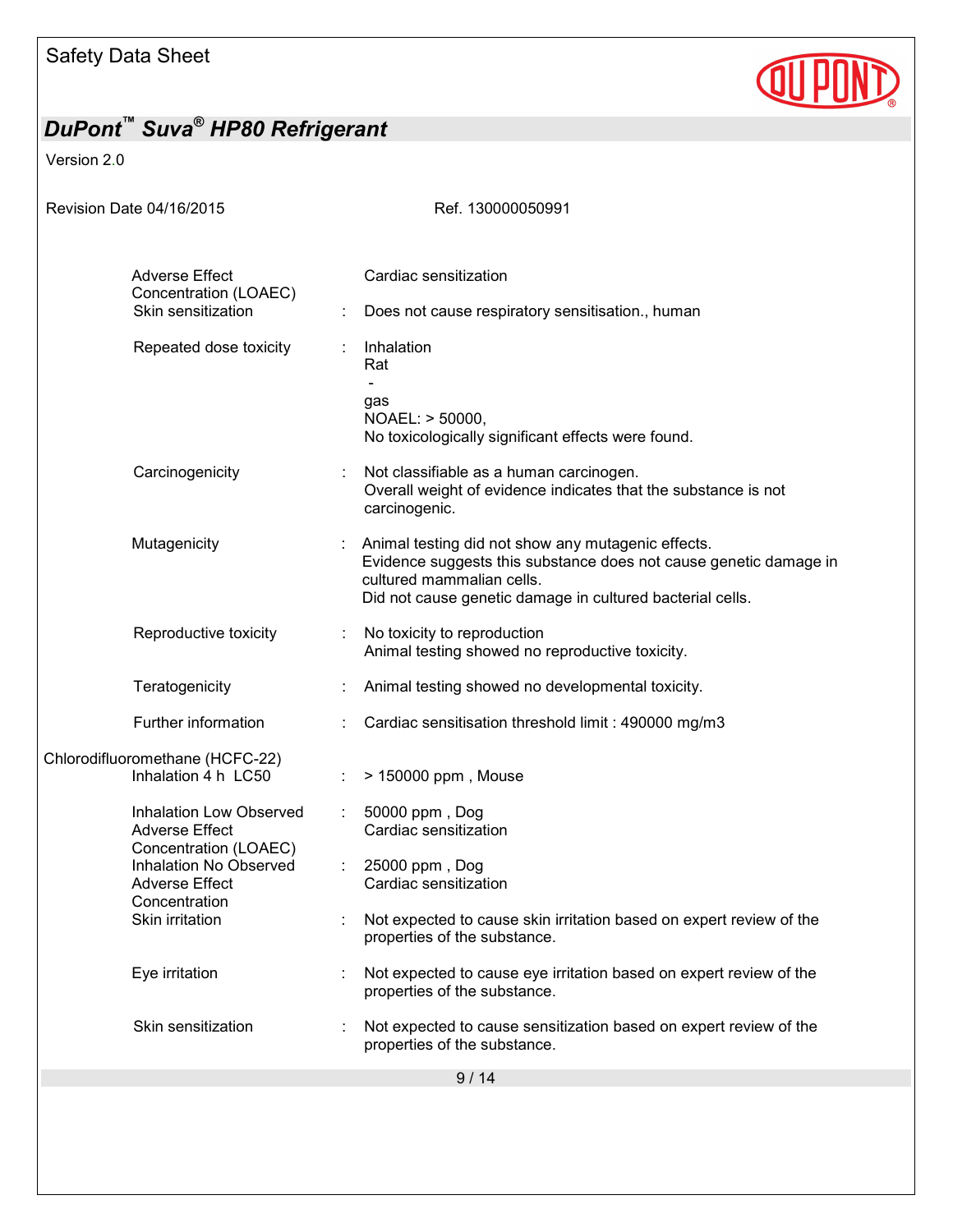| | | |
|---|---|---|
| Adverse Effect Concentration (LOAEC) | | Cardiac sensitization |
| Skin sensitization | : | Does not cause respiratory sensitisation., human |
| Repeated dose toxicity | : | Inhalation<br>Rat<br>-<br>gas<br>NOAEL: > 50000,<br>No toxicologically significant effects were found. |
| Carcinogenicity | : | Not classifiable as a human carcinogen.<br>Overall weight of evidence indicates that the substance is not carcinogenic. |
| Mutagenicity | : | Animal testing did not show any mutagenic effects.<br>Evidence suggests this substance does not cause genetic damage in cultured mammalian cells.<br>Did not cause genetic damage in cultured bacterial cells. |
| Reproductive toxicity | : | No toxicity to reproduction<br>Animal testing showed no reproductive toxicity. |
| Teratogenicity | : | Animal testing showed no developmental toxicity. |
| Further information | : | Cardiac sensitisation threshold limit : 490000 mg/m3 |

Chlorodifluoromethane (HCFC-22)

| | | |
|---|---|---|
| Inhalation 4 h LC50 | : | > 150000 ppm , Mouse |
| Inhalation Low Observed Adverse Effect Concentration (LOAEC) | : | 50000 ppm , Dog<br>Cardiac sensitization |
| Inhalation No Observed Adverse Effect Concentration | : | 25000 ppm , Dog<br>Cardiac sensitization |
| Skin irritation | : | Not expected to cause skin irritation based on expert review of the properties of the substance. |
| Eye irritation | : | Not expected to cause eye irritation based on expert review of the properties of the substance. |
| Skin sensitization | : | Not expected to cause sensitization based on expert review of the properties of the substance. |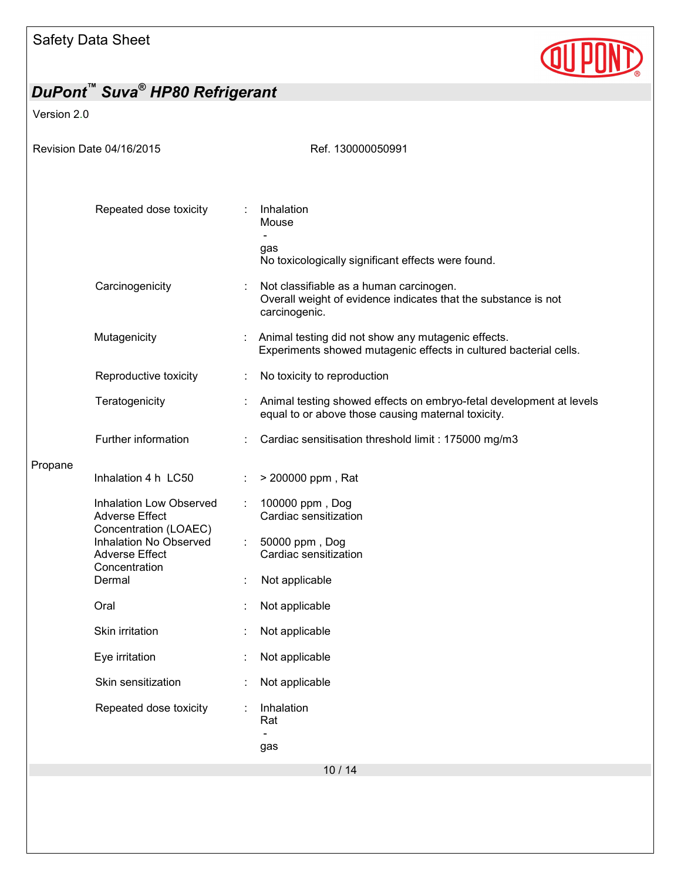| | | |
|---|---|---|
| Repeated dose toxicity | : | Inhalation<br>Mouse<br>-<br>gas<br>No toxicologically significant effects were found. |
| Carcinogenicity | : | Not classifiable as a human carcinogen.<br>Overall weight of evidence indicates that the substance is not carcinogenic. |
| Mutagenicity | : | Animal testing did not show any mutagenic effects.<br>Experiments showed mutagenic effects in cultured bacterial cells. |
| Reproductive toxicity | : | No toxicity to reproduction |
| Teratogenicity | : | Animal testing showed effects on embryo-fetal development at levels equal to or above those causing maternal toxicity. |
| Further information | : | Cardiac sensitisation threshold limit : 175000 mg/m3 |

Propane

| | | |
|---|---|---|
| Inhalation 4 h LC50 | : | > 200000 ppm , Rat |
| Inhalation Low Observed Adverse Effect Concentration (LOAEC) | : | 100000 ppm , Dog<br>Cardiac sensitization |
| Inhalation No Observed Adverse Effect Concentration | : | 50000 ppm , Dog<br>Cardiac sensitization |
| Dermal | : | Not applicable |
| Oral | : | Not applicable |
| Skin irritation | : | Not applicable |
| Eye irritation | : | Not applicable |
| Skin sensitization | : | Not applicable |
| Repeated dose toxicity | : | Inhalation<br>Rat<br>-<br>gas |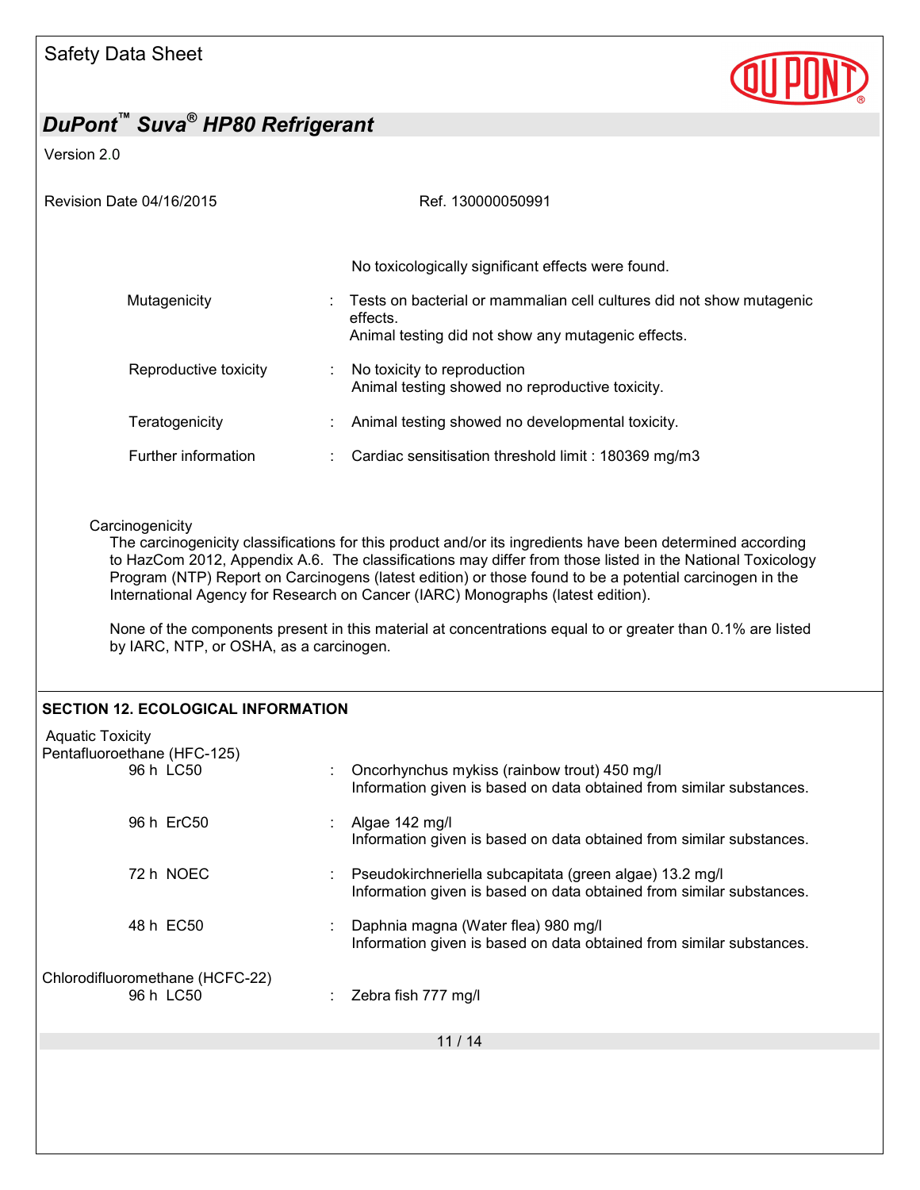No toxicologically significant effects were found.

| | | |
|---|---|---|
| Mutagenicity | : | Tests on bacterial or mammalian cell cultures did not show mutagenic effects.<br>Animal testing did not show any mutagenic effects. |
| Reproductive toxicity | : | No toxicity to reproduction<br>Animal testing showed no reproductive toxicity. |
| Teratogenicity | : | Animal testing showed no developmental toxicity. |
| Further information | : | Cardiac sensitisation threshold limit : 180369 mg/m3 |

Carcinogenicity

The carcinogenicity classifications for this product and/or its ingredients have been determined according to HazCom 2012, Appendix A.6. The classifications may differ from those listed in the National Toxicology Program (NTP) Report on Carcinogens (latest edition) or those found to be a potential carcinogen in the International Agency for Research on Cancer (IARC) Monographs (latest edition).

None of the components present in this material at concentrations equal to or greater than 0.1% are listed by IARC, NTP, or OSHA, as a carcinogen.

## SECTION 12. ECOLOGICAL INFORMATION

Aquatic Toxicity

Pentafluoroethane (HFC-125)

| | | |
|---|---|---|
| 96 h LC50 | : | Oncorhynchus mykiss (rainbow trout) 450 mg/l<br>Information given is based on data obtained from similar substances. |
| 96 h ErC50 | : | Algae 142 mg/l<br>Information given is based on data obtained from similar substances. |
| 72 h NOEC | : | Pseudokirchneriella subcapitata (green algae) 13.2 mg/l<br>Information given is based on data obtained from similar substances. |
| 48 h EC50 | : | Daphnia magna (Water flea) 980 mg/l<br>Information given is based on data obtained from similar substances. |

Chlorodifluoromethane (HCFC-22)

| | | |
|---|---|---|
| 96 h LC50 | : | Zebra fish 777 mg/l |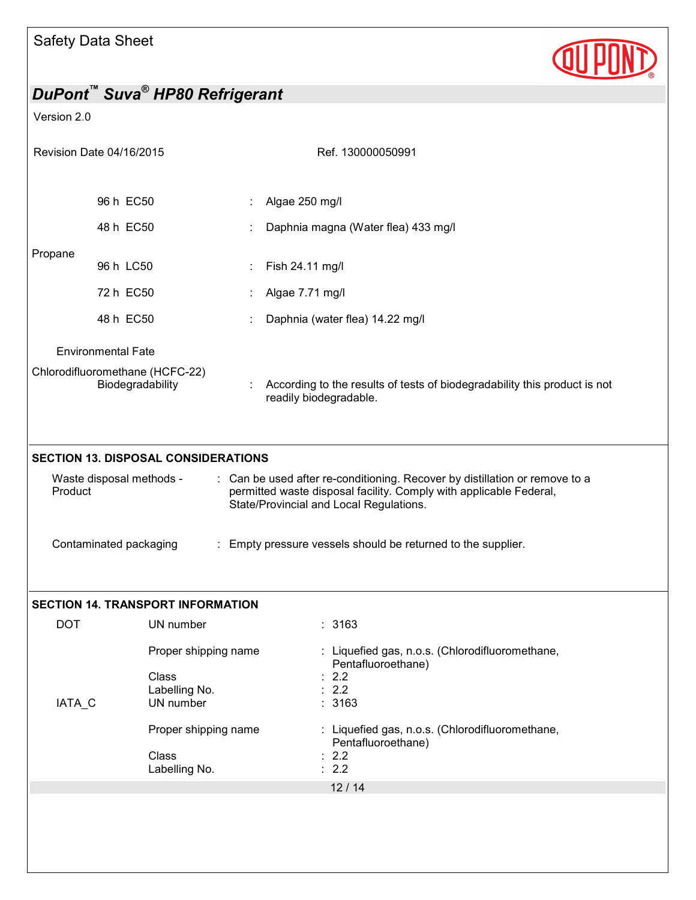| | | |
|---|---|---|
| | 96 h EC50 | : Algae 250 mg/l |
| | 48 h EC50 | : Daphnia magna (Water flea) 433 mg/l |
| Propane | | |
| | 96 h LC50 | : Fish 24.11 mg/l |
| | 72 h EC50 | : Algae 7.71 mg/l |
| | 48 h EC50 | : Daphnia (water flea) 14.22 mg/l |

**Environmental Fate**

| | | |
|---|---|---|
| Chlorodifluoromethane (HCFC-22) | | |
| | Biodegradability | : According to the results of tests of biodegradability this product is not readily biodegradable. |

## SECTION 13. DISPOSAL CONSIDERATIONS

| | |
|---|---|
| Waste disposal methods - Product | : Can be used after re-conditioning. Recover by distillation or remove to a permitted waste disposal facility. Comply with applicable Federal, State/Provincial and Local Regulations. |
| Contaminated packaging | : Empty pressure vessels should be returned to the supplier. |

## SECTION 14. TRANSPORT INFORMATION

| | | |
|---|---|---|
| DOT | UN number | : 3163 |
| | Proper shipping name | : Liquefied gas, n.o.s. (Chlorodifluoromethane, Pentafluoroethane) |
| | Class | : 2.2 |
| | Labelling No. | : 2.2 |
| IATA_C | UN number | : 3163 |
| | Proper shipping name | : Liquefied gas, n.o.s. (Chlorodifluoromethane, Pentafluoroethane) |
| | Class | : 2.2 |
| | Labelling No. | : 2.2 |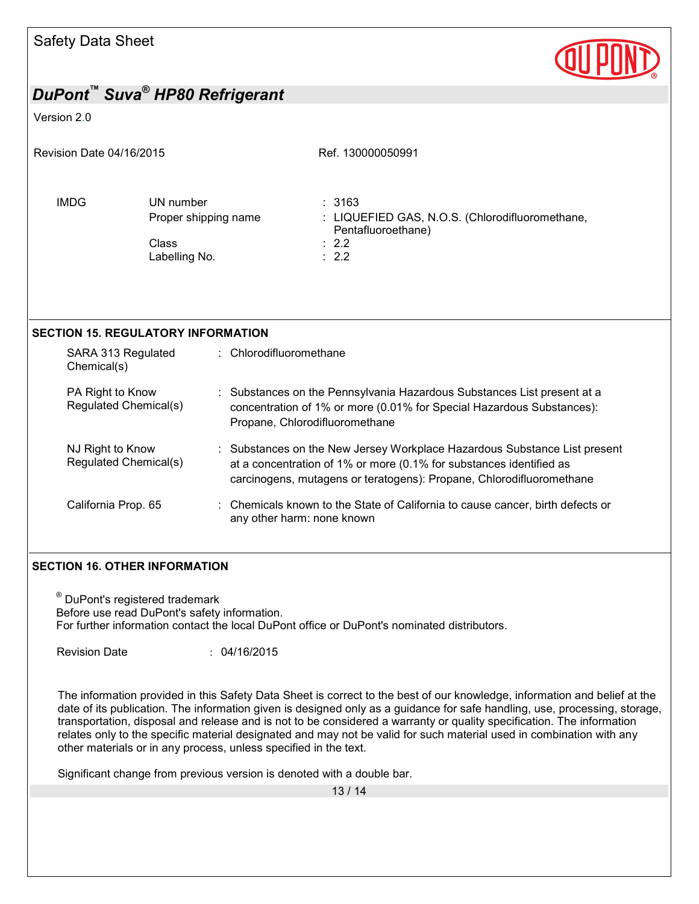| IMDG | UN number | : 3163 |
| --- | --- | --- |
| | Proper shipping name | : LIQUEFIED GAS, N.O.S. (Chlorodifluoromethane, Pentafluoroethane) |
| | Class | : 2.2 |
| | Labelling No. | : 2.2 |

## SECTION 15. REGULATORY INFORMATION

| | |
| --- | --- |
| SARA 313 Regulated Chemical(s) | : Chlorodifluoromethane |
| PA Right to Know Regulated Chemical(s) | : Substances on the Pennsylvania Hazardous Substances List present at a concentration of 1% or more (0.01% for Special Hazardous Substances): Propane, Chlorodifluoromethane |
| NJ Right to Know Regulated Chemical(s) | : Substances on the New Jersey Workplace Hazardous Substance List present at a concentration of 1% or more (0.1% for substances identified as carcinogens, mutagens or teratogens): Propane, Chlorodifluoromethane |
| California Prop. 65 | : Chemicals known to the State of California to cause cancer, birth defects or any other harm: none known |

## SECTION 16. OTHER INFORMATION

® DuPont's registered trademark
Before use read DuPont's safety information.
For further information contact the local DuPont office or DuPont's nominated distributors.

Revision Date : 04/16/2015

The information provided in this Safety Data Sheet is correct to the best of our knowledge, information and belief at the date of its publication. The information given is designed only as a guidance for safe handling, use, processing, storage, transportation, disposal and release and is not to be considered a warranty or quality specification. The information relates only to the specific material designated and may not be valid for such material used in combination with any other materials or in any process, unless specified in the text.

Significant change from previous version is denoted with a double bar.